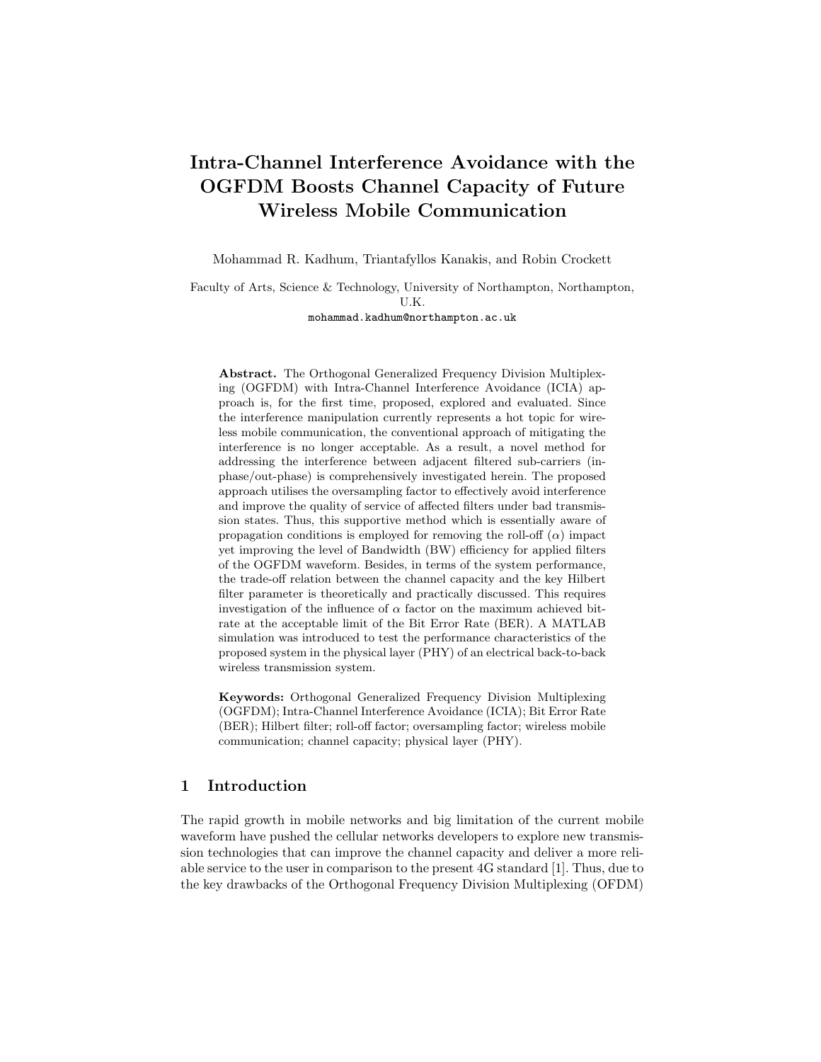# Intra-Channel Interference Avoidance with the OGFDM Boosts Channel Capacity of Future Wireless Mobile Communication

Mohammad R. Kadhum, Triantafyllos Kanakis, and Robin Crockett

Faculty of Arts, Science & Technology, University of Northampton, Northampton, U.K.
mohammad.kadhum@northampton.ac.uk

**Abstract.** The Orthogonal Generalized Frequency Division Multiplexing (OGFDM) with Intra-Channel Interference Avoidance (ICIA) approach is, for the first time, proposed, explored and evaluated. Since the interference manipulation currently represents a hot topic for wireless mobile communication, the conventional approach of mitigating the interference is no longer acceptable. As a result, a novel method for addressing the interference between adjacent filtered sub-carriers (in-phase/out-phase) is comprehensively investigated herein. The proposed approach utilises the oversampling factor to effectively avoid interference and improve the quality of service of affected filters under bad transmission states. Thus, this supportive method which is essentially aware of propagation conditions is employed for removing the roll-off ($\alpha$) impact yet improving the level of Bandwidth (BW) efficiency for applied filters of the OGFDM waveform. Besides, in terms of the system performance, the trade-off relation between the channel capacity and the key Hilbert filter parameter is theoretically and practically discussed. This requires investigation of the influence of $\alpha$ factor on the maximum achieved bit-rate at the acceptable limit of the Bit Error Rate (BER). A MATLAB simulation was introduced to test the performance characteristics of the proposed system in the physical layer (PHY) of an electrical back-to-back wireless transmission system.

**Keywords:** Orthogonal Generalized Frequency Division Multiplexing (OGFDM); Intra-Channel Interference Avoidance (ICIA); Bit Error Rate (BER); Hilbert filter; roll-off factor; oversampling factor; wireless mobile communication; channel capacity; physical layer (PHY).

## 1 Introduction

The rapid growth in mobile networks and big limitation of the current mobile waveform have pushed the cellular networks developers to explore new transmission technologies that can improve the channel capacity and deliver a more reliable service to the user in comparison to the present 4G standard [1]. Thus, due to the key drawbacks of the Orthogonal Frequency Division Multiplexing (OFDM)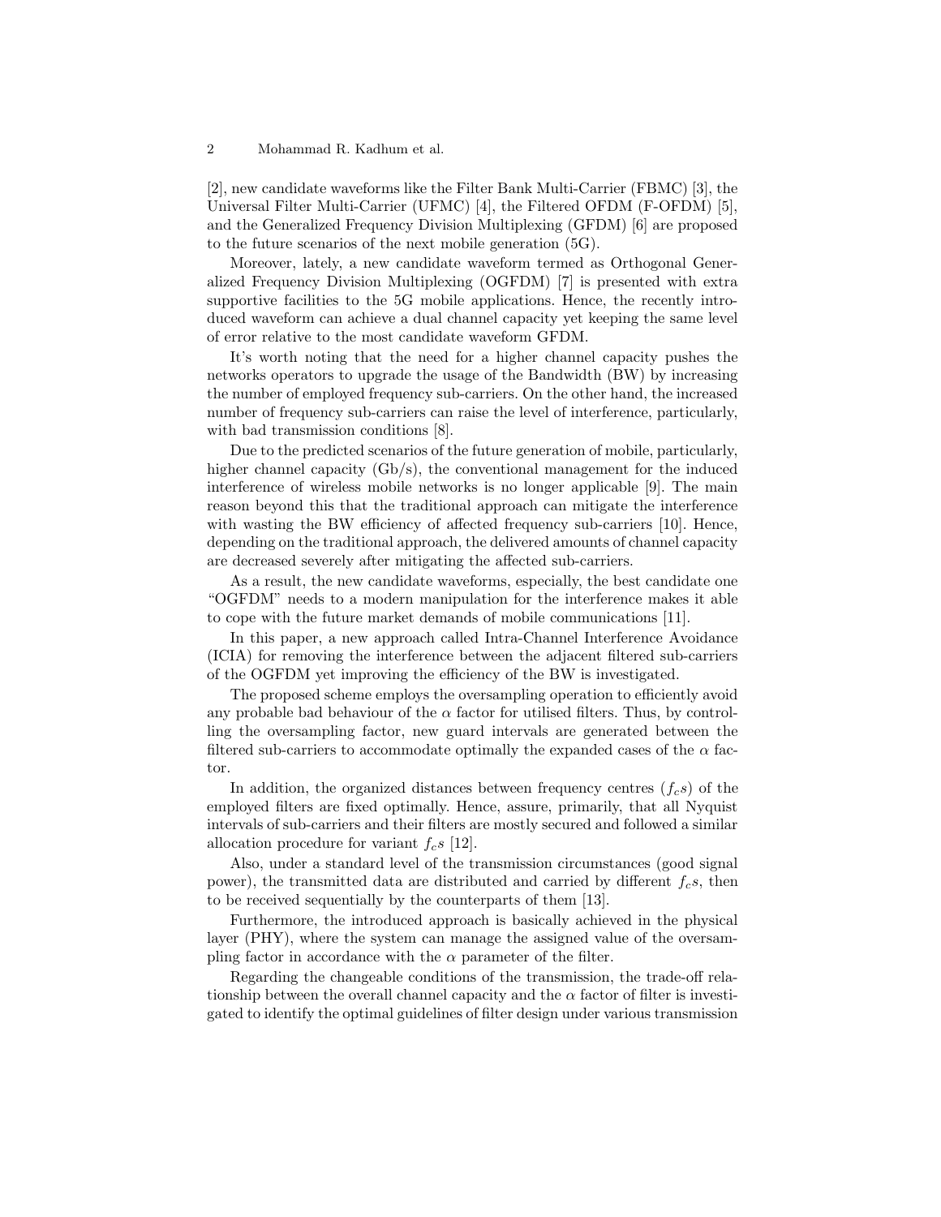[2], new candidate waveforms like the Filter Bank Multi-Carrier (FBMC) [3], the Universal Filter Multi-Carrier (UFMC) [4], the Filtered OFDM (F-OFDM) [5], and the Generalized Frequency Division Multiplexing (GFDM) [6] are proposed to the future scenarios of the next mobile generation (5G).

Moreover, lately, a new candidate waveform termed as Orthogonal Generalized Frequency Division Multiplexing (OGFDM) [7] is presented with extra supportive facilities to the 5G mobile applications. Hence, the recently introduced waveform can achieve a dual channel capacity yet keeping the same level of error relative to the most candidate waveform GFDM.

It's worth noting that the need for a higher channel capacity pushes the networks operators to upgrade the usage of the Bandwidth (BW) by increasing the number of employed frequency sub-carriers. On the other hand, the increased number of frequency sub-carriers can raise the level of interference, particularly, with bad transmission conditions [8].

Due to the predicted scenarios of the future generation of mobile, particularly, higher channel capacity (Gb/s), the conventional management for the induced interference of wireless mobile networks is no longer applicable [9]. The main reason beyond this that the traditional approach can mitigate the interference with wasting the BW efficiency of affected frequency sub-carriers [10]. Hence, depending on the traditional approach, the delivered amounts of channel capacity are decreased severely after mitigating the affected sub-carriers.

As a result, the new candidate waveforms, especially, the best candidate one "OGFDM" needs to a modern manipulation for the interference makes it able to cope with the future market demands of mobile communications [11].

In this paper, a new approach called Intra-Channel Interference Avoidance (ICIA) for removing the interference between the adjacent filtered sub-carriers of the OGFDM yet improving the efficiency of the BW is investigated.

The proposed scheme employs the oversampling operation to efficiently avoid any probable bad behaviour of the $\alpha$ factor for utilised filters. Thus, by controlling the oversampling factor, new guard intervals are generated between the filtered sub-carriers to accommodate optimally the expanded cases of the $\alpha$ factor.

In addition, the organized distances between frequency centres ($f_c s$) of the employed filters are fixed optimally. Hence, assure, primarily, that all Nyquist intervals of sub-carriers and their filters are mostly secured and followed a similar allocation procedure for variant $f_c s$ [12].

Also, under a standard level of the transmission circumstances (good signal power), the transmitted data are distributed and carried by different $f_c s$, then to be received sequentially by the counterparts of them [13].

Furthermore, the introduced approach is basically achieved in the physical layer (PHY), where the system can manage the assigned value of the oversampling factor in accordance with the $\alpha$ parameter of the filter.

Regarding the changeable conditions of the transmission, the trade-off relationship between the overall channel capacity and the $\alpha$ factor of filter is investigated to identify the optimal guidelines of filter design under various transmission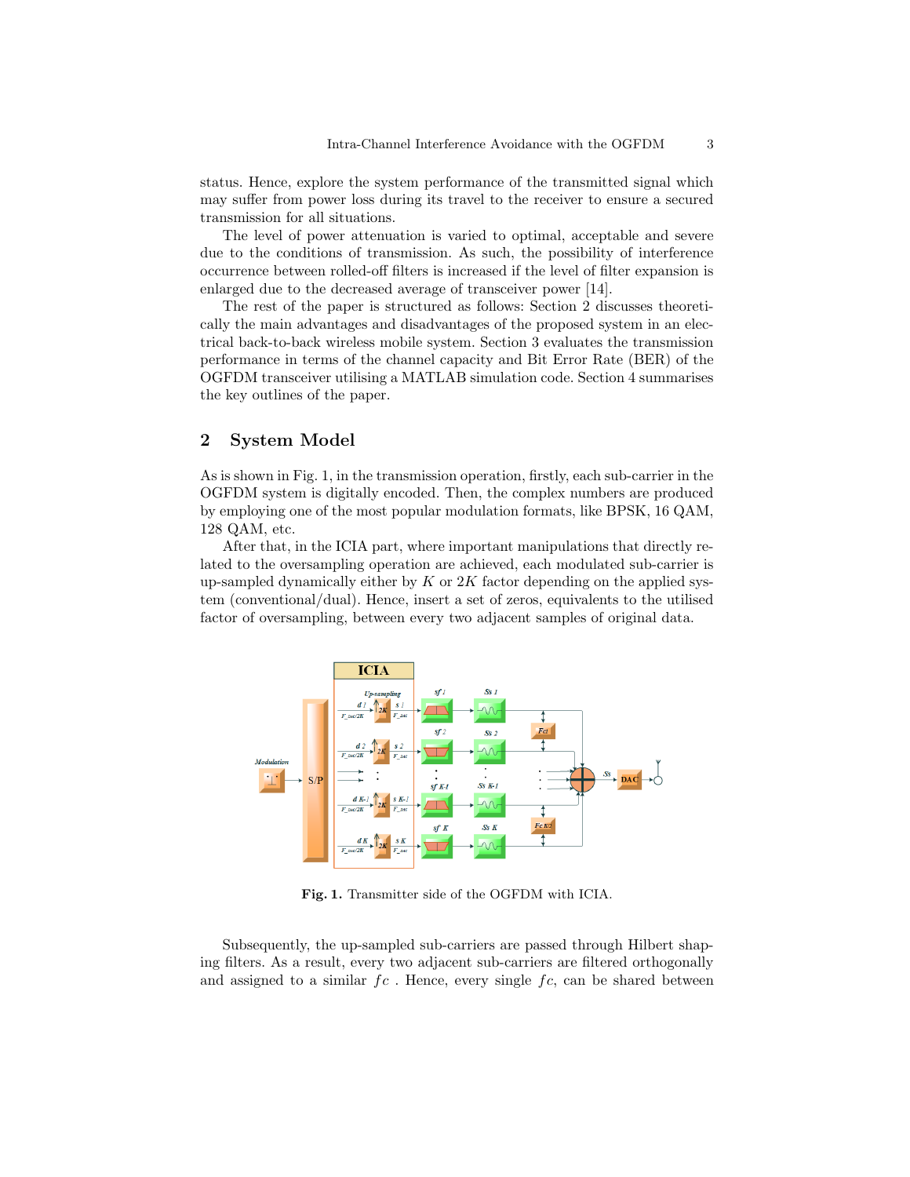status. Hence, explore the system performance of the transmitted signal which may suffer from power loss during its travel to the receiver to ensure a secured transmission for all situations.

The level of power attenuation is varied to optimal, acceptable and severe due to the conditions of transmission. As such, the possibility of interference occurrence between rolled-off filters is increased if the level of filter expansion is enlarged due to the decreased average of transceiver power [14].

The rest of the paper is structured as follows: Section 2 discusses theoretically the main advantages and disadvantages of the proposed system in an electrical back-to-back wireless mobile system. Section 3 evaluates the transmission performance in terms of the channel capacity and Bit Error Rate (BER) of the OGFDM transceiver utilising a MATLAB simulation code. Section 4 summarises the key outlines of the paper.

## 2 System Model

As is shown in Fig. 1, in the transmission operation, firstly, each sub-carrier in the OGFDM system is digitally encoded. Then, the complex numbers are produced by employing one of the most popular modulation formats, like BPSK, 16 QAM, 128 QAM, etc.

After that, in the ICIA part, where important manipulations that directly related to the oversampling operation are achieved, each modulated sub-carrier is up-sampled dynamically either by $K$ or $2K$ factor depending on the applied system (conventional/dual). Hence, insert a set of zeros, equivalents to the utilised factor of oversampling, between every two adjacent samples of original data.

**Fig. 1.** Transmitter side of the OGFDM with ICIA.

Subsequently, the up-sampled sub-carriers are passed through Hilbert shaping filters. As a result, every two adjacent sub-carriers are filtered orthogonally and assigned to a similar $fc$ . Hence, every single $fc$, can be shared between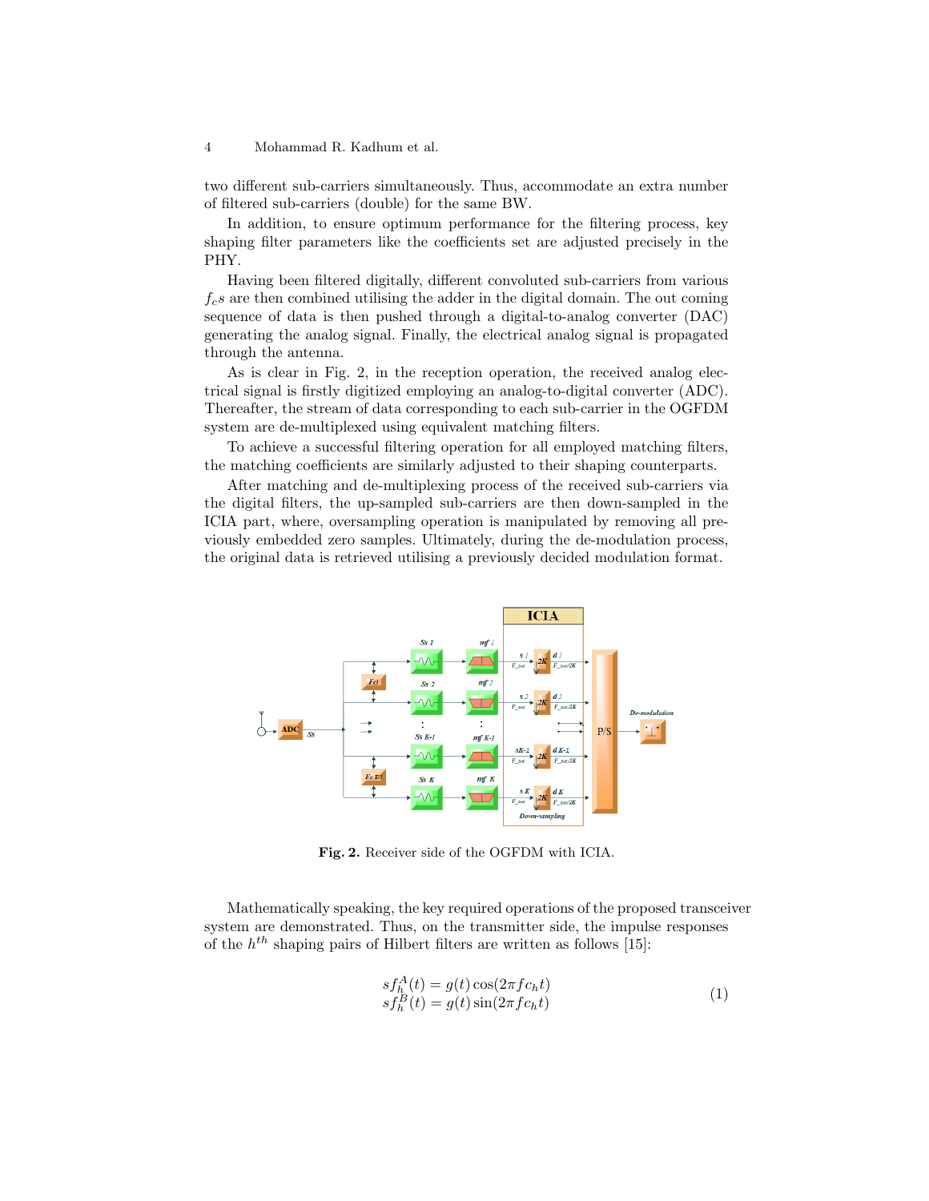two different sub-carriers simultaneously. Thus, accommodate an extra number of filtered sub-carriers (double) for the same BW.

In addition, to ensure optimum performance for the filtering process, key shaping filter parameters like the coefficients set are adjusted precisely in the PHY.

Having been filtered digitally, different convoluted sub-carriers from various $f_c s$ are then combined utilising the adder in the digital domain. The out coming sequence of data is then pushed through a digital-to-analog converter (DAC) generating the analog signal. Finally, the electrical analog signal is propagated through the antenna.

As is clear in Fig. 2, in the reception operation, the received analog electrical signal is firstly digitized employing an analog-to-digital converter (ADC). Thereafter, the stream of data corresponding to each sub-carrier in the OGFDM system are de-multiplexed using equivalent matching filters.

To achieve a successful filtering operation for all employed matching filters, the matching coefficients are similarly adjusted to their shaping counterparts.

After matching and de-multiplexing process of the received sub-carriers via the digital filters, the up-sampled sub-carriers are then down-sampled in the ICIA part, where, oversampling operation is manipulated by removing all previously embedded zero samples. Ultimately, during the de-modulation process, the original data is retrieved utilising a previously decided modulation format.

**Fig. 2.** Receiver side of the OGFDM with ICIA.

Mathematically speaking, the key required operations of the proposed transceiver system are demonstrated. Thus, on the transmitter side, the impulse responses of the $h^{th}$ shaping pairs of Hilbert filters are written as follows [15]:

$$
\begin{aligned}
sf_h^A(t) &= g(t)\cos(2\pi fc_h t) \\
sf_h^B(t) &= g(t)\sin(2\pi fc_h t)
\end{aligned} \tag{1}
$$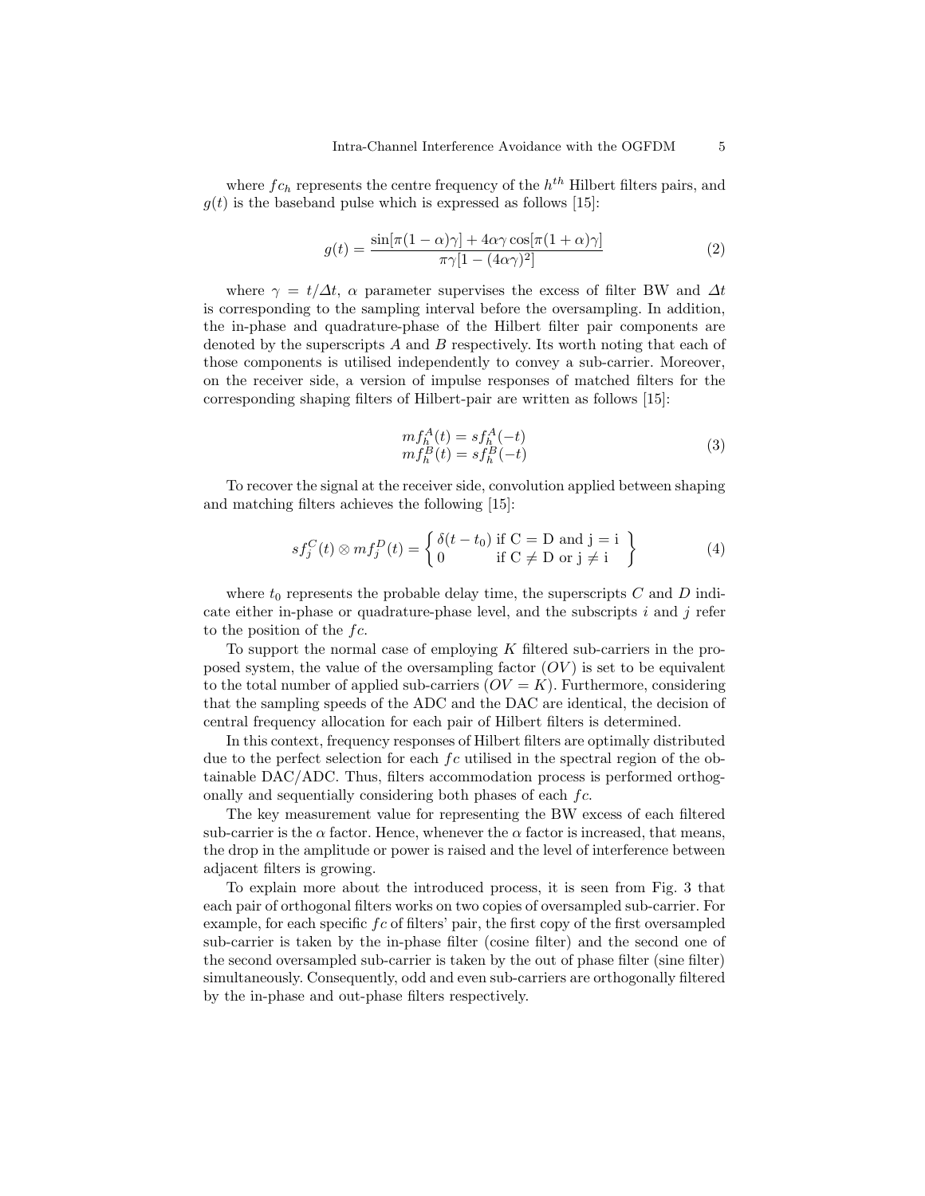where $fc_h$ represents the centre frequency of the $h^{th}$ Hilbert filters pairs, and $g(t)$ is the baseband pulse which is expressed as follows [15]:

$$g(t) = \frac{\sin[\pi(1-\alpha)\gamma] + 4\alpha\gamma\cos[\pi(1+\alpha)\gamma]}{\pi\gamma[1-(4\alpha\gamma)^2]} \tag{2}$$

where $\gamma = t/\Delta t$, $\alpha$ parameter supervises the excess of filter BW and $\Delta t$ is corresponding to the sampling interval before the oversampling. In addition, the in-phase and quadrature-phase of the Hilbert filter pair components are denoted by the superscripts $A$ and $B$ respectively. Its worth noting that each of those components is utilised independently to convey a sub-carrier. Moreover, on the receiver side, a version of impulse responses of matched filters for the corresponding shaping filters of Hilbert-pair are written as follows [15]:

$$\begin{aligned} mf_h^A(t) &= sf_h^A(-t) \\ mf_h^B(t) &= sf_h^B(-t) \end{aligned} \tag{3}$$

To recover the signal at the receiver side, convolution applied between shaping and matching filters achieves the following [15]:

$$sf_j^C(t) \otimes mf_j^D(t) = \left\{ \begin{array}{ll} \delta(t-t_0) & \text{if C = D and j = i} \\ 0 & \text{if C} \neq \text{D or j} \neq \text{i} \end{array} \right\} \tag{4}$$

where $t_0$ represents the probable delay time, the superscripts $C$ and $D$ indicate either in-phase or quadrature-phase level, and the subscripts $i$ and $j$ refer to the position of the $fc$.

To support the normal case of employing $K$ filtered sub-carriers in the proposed system, the value of the oversampling factor $(OV)$ is set to be equivalent to the total number of applied sub-carriers $(OV = K)$. Furthermore, considering that the sampling speeds of the ADC and the DAC are identical, the decision of central frequency allocation for each pair of Hilbert filters is determined.

In this context, frequency responses of Hilbert filters are optimally distributed due to the perfect selection for each $fc$ utilised in the spectral region of the obtainable DAC/ADC. Thus, filters accommodation process is performed orthogonally and sequentially considering both phases of each $fc$.

The key measurement value for representing the BW excess of each filtered sub-carrier is the $\alpha$ factor. Hence, whenever the $\alpha$ factor is increased, that means, the drop in the amplitude or power is raised and the level of interference between adjacent filters is growing.

To explain more about the introduced process, it is seen from Fig. 3 that each pair of orthogonal filters works on two copies of oversampled sub-carrier. For example, for each specific $fc$ of filters' pair, the first copy of the first oversampled sub-carrier is taken by the in-phase filter (cosine filter) and the second one of the second oversampled sub-carrier is taken by the out of phase filter (sine filter) simultaneously. Consequently, odd and even sub-carriers are orthogonally filtered by the in-phase and out-phase filters respectively.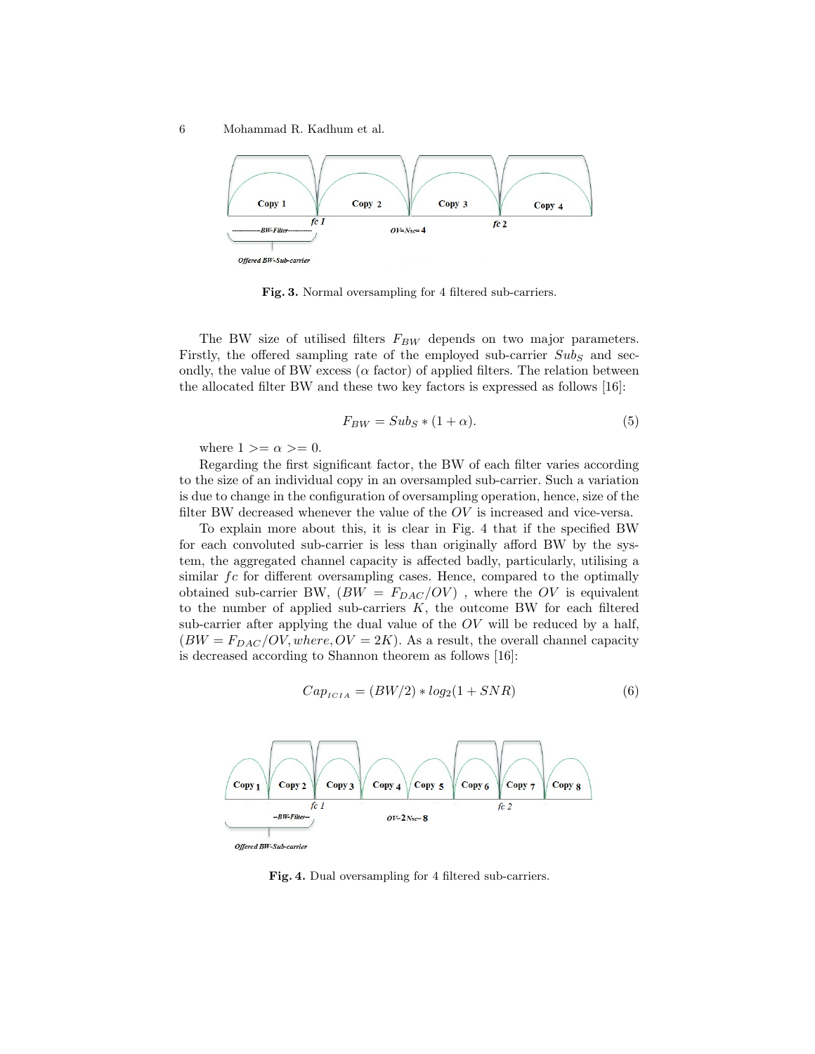Fig. 3. Normal oversampling for 4 filtered sub-carriers.

The BW size of utilised filters $F_{BW}$ depends on two major parameters. Firstly, the offered sampling rate of the employed sub-carrier $Sub_S$ and secondly, the value of BW excess ($\alpha$ factor) of applied filters. The relation between the allocated filter BW and these two key factors is expressed as follows [16]:

$$F_{BW} = Sub_S * (1 + \alpha). \tag{5}$$

where $1 >= \alpha >= 0$.

Regarding the first significant factor, the BW of each filter varies according to the size of an individual copy in an oversampled sub-carrier. Such a variation is due to change in the configuration of oversampling operation, hence, size of the filter BW decreased whenever the value of the $OV$ is increased and vice-versa.

To explain more about this, it is clear in Fig. 4 that if the specified BW for each convoluted sub-carrier is less than originally afford BW by the system, the aggregated channel capacity is affected badly, particularly, utilising a similar $fc$ for different oversampling cases. Hence, compared to the optimally obtained sub-carrier BW, ($BW = F_{DAC}/OV$) , where the $OV$ is equivalent to the number of applied sub-carriers $K$, the outcome BW for each filtered sub-carrier after applying the dual value of the $OV$ will be reduced by a half, ($BW = F_{DAC}/OV, where, OV = 2K$). As a result, the overall channel capacity is decreased according to Shannon theorem as follows [16]:

$$Cap_{ICIA} = (BW/2) * log_2(1 + SNR) \tag{6}$$

Fig. 4. Dual oversampling for 4 filtered sub-carriers.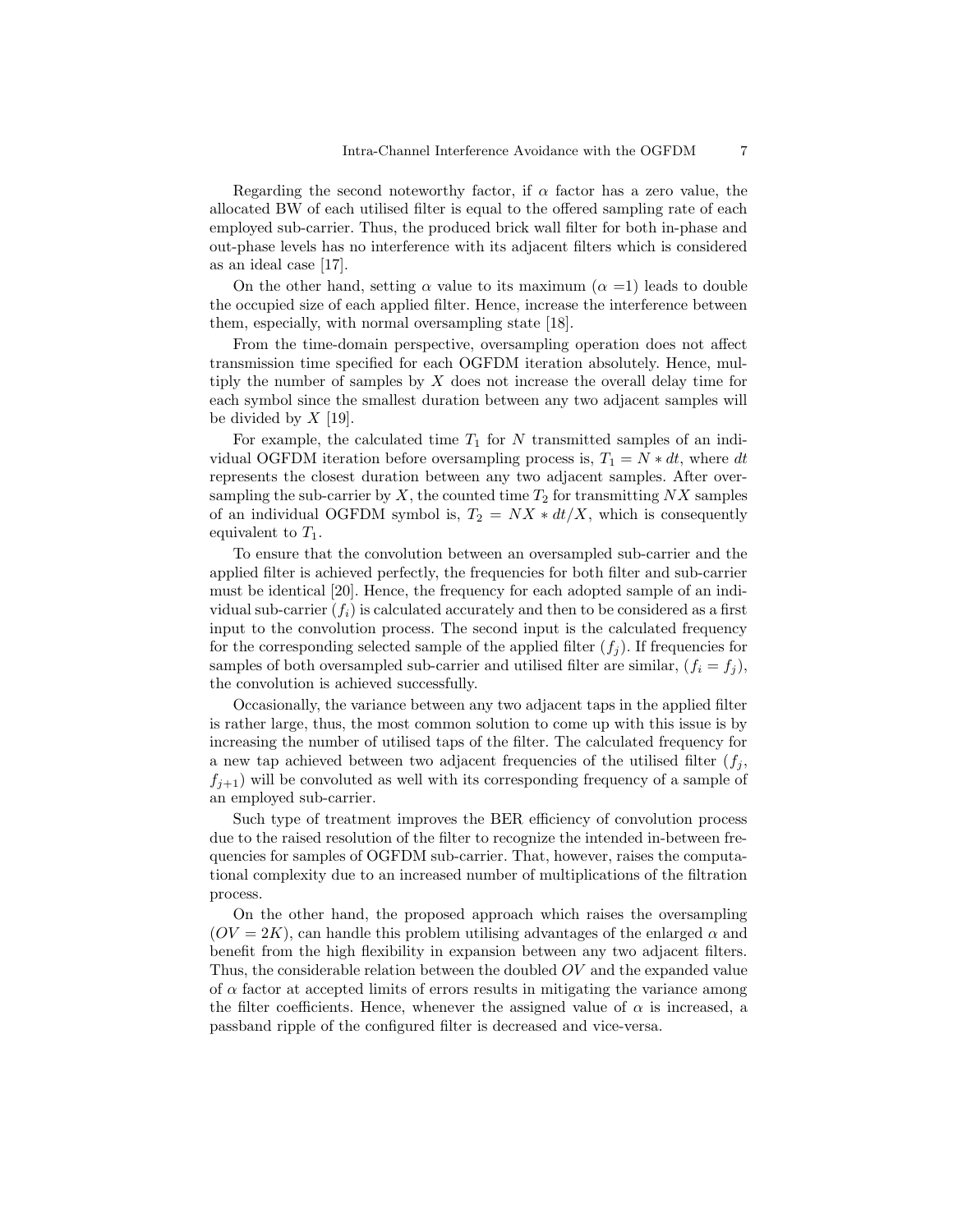Regarding the second noteworthy factor, if $\alpha$ factor has a zero value, the allocated BW of each utilised filter is equal to the offered sampling rate of each employed sub-carrier. Thus, the produced brick wall filter for both in-phase and out-phase levels has no interference with its adjacent filters which is considered as an ideal case [17].

On the other hand, setting $\alpha$ value to its maximum ($\alpha$ =1) leads to double the occupied size of each applied filter. Hence, increase the interference between them, especially, with normal oversampling state [18].

From the time-domain perspective, oversampling operation does not affect transmission time specified for each OGFDM iteration absolutely. Hence, multiply the number of samples by $X$ does not increase the overall delay time for each symbol since the smallest duration between any two adjacent samples will be divided by $X$ [19].

For example, the calculated time $T_1$ for $N$ transmitted samples of an individual OGFDM iteration before oversampling process is, $T_1 = N * dt$, where $dt$ represents the closest duration between any two adjacent samples. After oversampling the sub-carrier by $X$, the counted time $T_2$ for transmitting $NX$ samples of an individual OGFDM symbol is, $T_2 = NX * dt/X$, which is consequently equivalent to $T_1$.

To ensure that the convolution between an oversampled sub-carrier and the applied filter is achieved perfectly, the frequencies for both filter and sub-carrier must be identical [20]. Hence, the frequency for each adopted sample of an individual sub-carrier ($f_i$) is calculated accurately and then to be considered as a first input to the convolution process. The second input is the calculated frequency for the corresponding selected sample of the applied filter ($f_j$). If frequencies for samples of both oversampled sub-carrier and utilised filter are similar, ($f_i = f_j$), the convolution is achieved successfully.

Occasionally, the variance between any two adjacent taps in the applied filter is rather large, thus, the most common solution to come up with this issue is by increasing the number of utilised taps of the filter. The calculated frequency for a new tap achieved between two adjacent frequencies of the utilised filter ($f_j$, $f_{j+1}$) will be convoluted as well with its corresponding frequency of a sample of an employed sub-carrier.

Such type of treatment improves the BER efficiency of convolution process due to the raised resolution of the filter to recognize the intended in-between frequencies for samples of OGFDM sub-carrier. That, however, raises the computational complexity due to an increased number of multiplications of the filtration process.

On the other hand, the proposed approach which raises the oversampling ($OV = 2K$), can handle this problem utilising advantages of the enlarged $\alpha$ and benefit from the high flexibility in expansion between any two adjacent filters. Thus, the considerable relation between the doubled $OV$ and the expanded value of $\alpha$ factor at accepted limits of errors results in mitigating the variance among the filter coefficients. Hence, whenever the assigned value of $\alpha$ is increased, a passband ripple of the configured filter is decreased and vice-versa.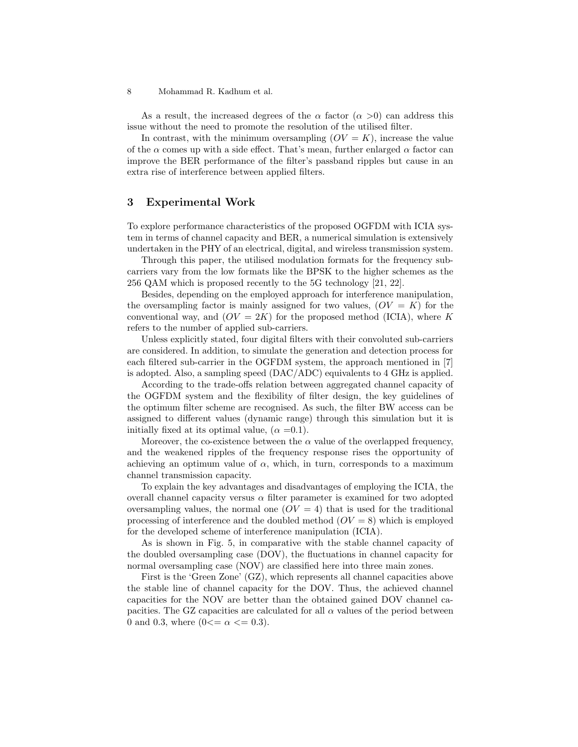As a result, the increased degrees of the $\alpha$ factor ($\alpha$ >0) can address this issue without the need to promote the resolution of the utilised filter.

In contrast, with the minimum oversampling ($OV = K$), increase the value of the $\alpha$ comes up with a side effect. That's mean, further enlarged $\alpha$ factor can improve the BER performance of the filter's passband ripples but cause in an extra rise of interference between applied filters.

## 3 Experimental Work

To explore performance characteristics of the proposed OGFDM with ICIA system in terms of channel capacity and BER, a numerical simulation is extensively undertaken in the PHY of an electrical, digital, and wireless transmission system.

Through this paper, the utilised modulation formats for the frequency sub-carriers vary from the low formats like the BPSK to the higher schemes as the 256 QAM which is proposed recently to the 5G technology [21, 22].

Besides, depending on the employed approach for interference manipulation, the oversampling factor is mainly assigned for two values, ($OV = K$) for the conventional way, and ($OV = 2K$) for the proposed method (ICIA), where $K$ refers to the number of applied sub-carriers.

Unless explicitly stated, four digital filters with their convoluted sub-carriers are considered. In addition, to simulate the generation and detection process for each filtered sub-carrier in the OGFDM system, the approach mentioned in [7] is adopted. Also, a sampling speed (DAC/ADC) equivalents to 4 GHz is applied.

According to the trade-offs relation between aggregated channel capacity of the OGFDM system and the flexibility of filter design, the key guidelines of the optimum filter scheme are recognised. As such, the filter BW access can be assigned to different values (dynamic range) through this simulation but it is initially fixed at its optimal value, ($\alpha$ =0.1).

Moreover, the co-existence between the $\alpha$ value of the overlapped frequency, and the weakened ripples of the frequency response rises the opportunity of achieving an optimum value of $\alpha$, which, in turn, corresponds to a maximum channel transmission capacity.

To explain the key advantages and disadvantages of employing the ICIA, the overall channel capacity versus $\alpha$ filter parameter is examined for two adopted oversampling values, the normal one ($OV = 4$) that is used for the traditional processing of interference and the doubled method ($OV = 8$) which is employed for the developed scheme of interference manipulation (ICIA).

As is shown in Fig. 5, in comparative with the stable channel capacity of the doubled oversampling case (DOV), the fluctuations in channel capacity for normal oversampling case (NOV) are classified here into three main zones.

First is the 'Green Zone' (GZ), which represents all channel capacities above the stable line of channel capacity for the DOV. Thus, the achieved channel capacities for the NOV are better than the obtained gained DOV channel capacities. The GZ capacities are calculated for all $\alpha$ values of the period between 0 and 0.3, where ($0 <= \alpha <= 0.3$).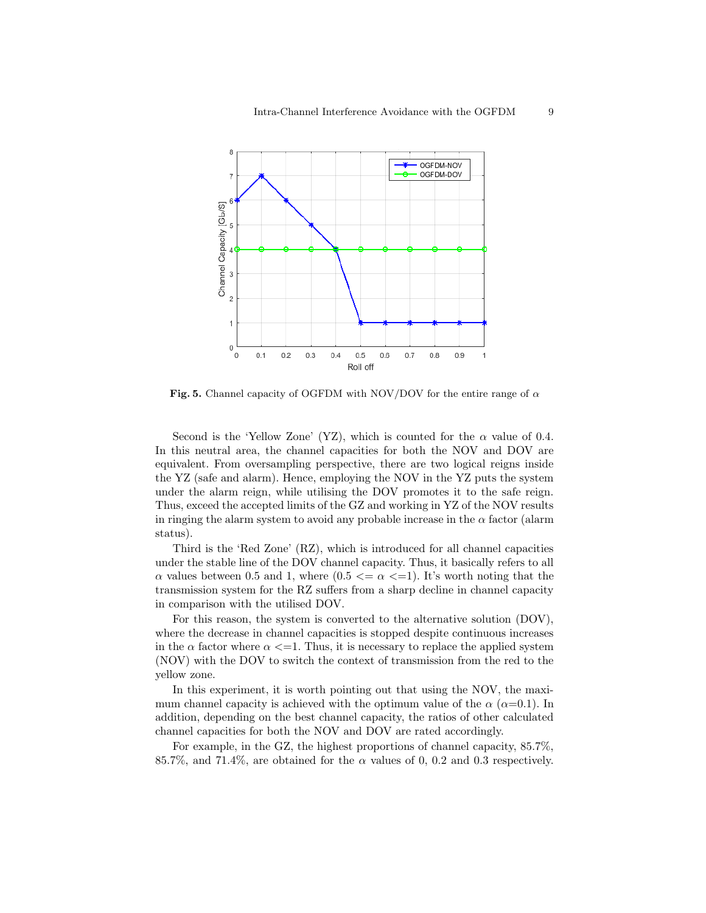**Fig. 5.** Channel capacity of OGFDM with NOV/DOV for the entire range of $\alpha$

Second is the 'Yellow Zone' (YZ), which is counted for the $\alpha$ value of 0.4. In this neutral area, the channel capacities for both the NOV and DOV are equivalent. From oversampling perspective, there are two logical reigns inside the YZ (safe and alarm). Hence, employing the NOV in the YZ puts the system under the alarm reign, while utilising the DOV promotes it to the safe reign. Thus, exceed the accepted limits of the GZ and working in YZ of the NOV results in ringing the alarm system to avoid any probable increase in the $\alpha$ factor (alarm status).

Third is the 'Red Zone' (RZ), which is introduced for all channel capacities under the stable line of the DOV channel capacity. Thus, it basically refers to all $\alpha$ values between 0.5 and 1, where ($0.5 <= \alpha <=1$). It's worth noting that the transmission system for the RZ suffers from a sharp decline in channel capacity in comparison with the utilised DOV.

For this reason, the system is converted to the alternative solution (DOV), where the decrease in channel capacities is stopped despite continuous increases in the $\alpha$ factor where $\alpha <=1$. Thus, it is necessary to replace the applied system (NOV) with the DOV to switch the context of transmission from the red to the yellow zone.

In this experiment, it is worth pointing out that using the NOV, the maximum channel capacity is achieved with the optimum value of the $\alpha$ ($\alpha$=0.1). In addition, depending on the best channel capacity, the ratios of other calculated channel capacities for both the NOV and DOV are rated accordingly.

For example, in the GZ, the highest proportions of channel capacity, 85.7%, 85.7%, and 71.4%, are obtained for the $\alpha$ values of 0, 0.2 and 0.3 respectively.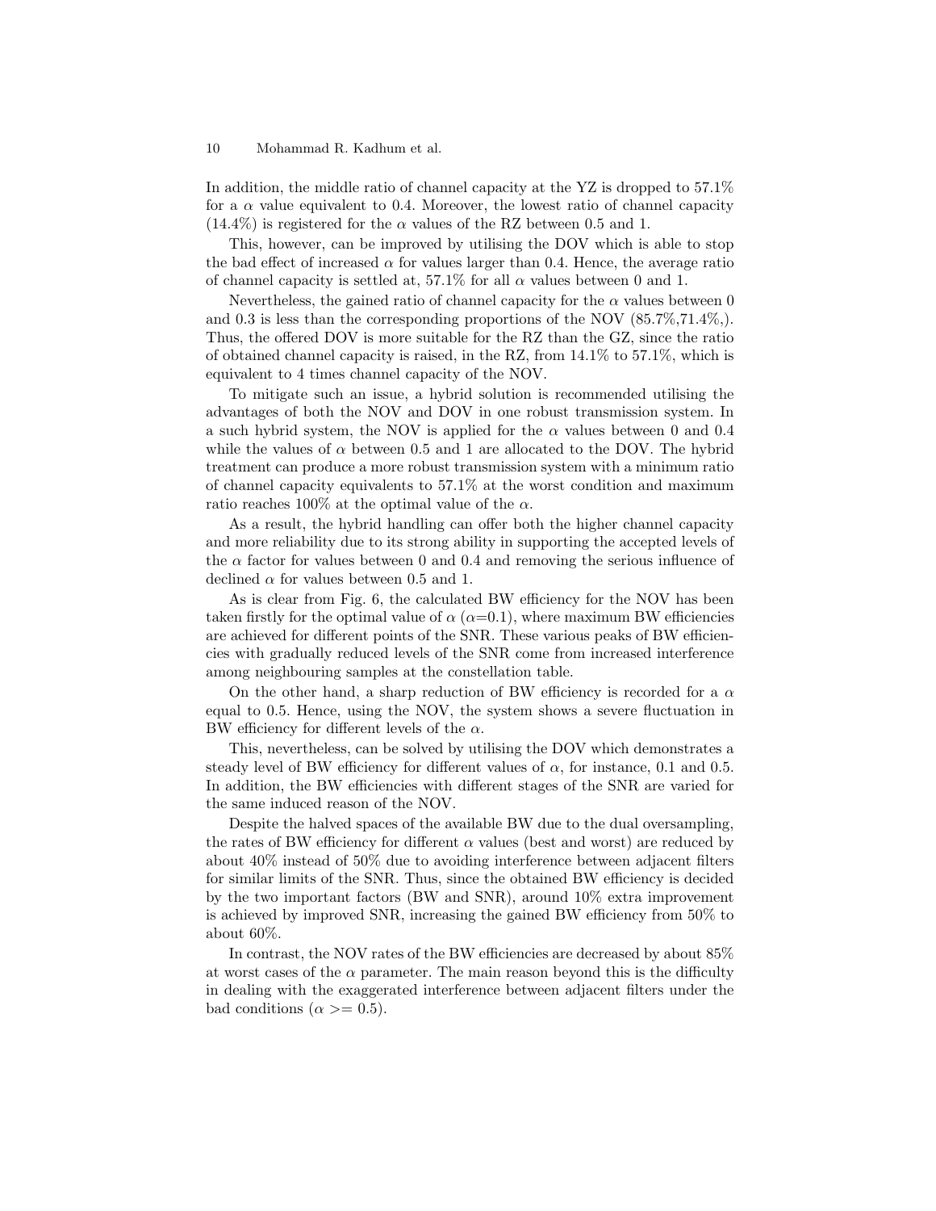In addition, the middle ratio of channel capacity at the YZ is dropped to 57.1% for a $\alpha$ value equivalent to 0.4. Moreover, the lowest ratio of channel capacity (14.4%) is registered for the $\alpha$ values of the RZ between 0.5 and 1.

This, however, can be improved by utilising the DOV which is able to stop the bad effect of increased $\alpha$ for values larger than 0.4. Hence, the average ratio of channel capacity is settled at, 57.1% for all $\alpha$ values between 0 and 1.

Nevertheless, the gained ratio of channel capacity for the $\alpha$ values between 0 and 0.3 is less than the corresponding proportions of the NOV (85.7%,71.4%,). Thus, the offered DOV is more suitable for the RZ than the GZ, since the ratio of obtained channel capacity is raised, in the RZ, from 14.1% to 57.1%, which is equivalent to 4 times channel capacity of the NOV.

To mitigate such an issue, a hybrid solution is recommended utilising the advantages of both the NOV and DOV in one robust transmission system. In a such hybrid system, the NOV is applied for the $\alpha$ values between 0 and 0.4 while the values of $\alpha$ between 0.5 and 1 are allocated to the DOV. The hybrid treatment can produce a more robust transmission system with a minimum ratio of channel capacity equivalents to 57.1% at the worst condition and maximum ratio reaches 100% at the optimal value of the $\alpha$.

As a result, the hybrid handling can offer both the higher channel capacity and more reliability due to its strong ability in supporting the accepted levels of the $\alpha$ factor for values between 0 and 0.4 and removing the serious influence of declined $\alpha$ for values between 0.5 and 1.

As is clear from Fig. 6, the calculated BW efficiency for the NOV has been taken firstly for the optimal value of $\alpha$ ($\alpha$=0.1), where maximum BW efficiencies are achieved for different points of the SNR. These various peaks of BW efficiencies with gradually reduced levels of the SNR come from increased interference among neighbouring samples at the constellation table.

On the other hand, a sharp reduction of BW efficiency is recorded for a $\alpha$ equal to 0.5. Hence, using the NOV, the system shows a severe fluctuation in BW efficiency for different levels of the $\alpha$.

This, nevertheless, can be solved by utilising the DOV which demonstrates a steady level of BW efficiency for different values of $\alpha$, for instance, 0.1 and 0.5. In addition, the BW efficiencies with different stages of the SNR are varied for the same induced reason of the NOV.

Despite the halved spaces of the available BW due to the dual oversampling, the rates of BW efficiency for different $\alpha$ values (best and worst) are reduced by about 40% instead of 50% due to avoiding interference between adjacent filters for similar limits of the SNR. Thus, since the obtained BW efficiency is decided by the two important factors (BW and SNR), around 10% extra improvement is achieved by improved SNR, increasing the gained BW efficiency from 50% to about 60%.

In contrast, the NOV rates of the BW efficiencies are decreased by about 85% at worst cases of the $\alpha$ parameter. The main reason beyond this is the difficulty in dealing with the exaggerated interference between adjacent filters under the bad conditions ($\alpha >= 0.5$).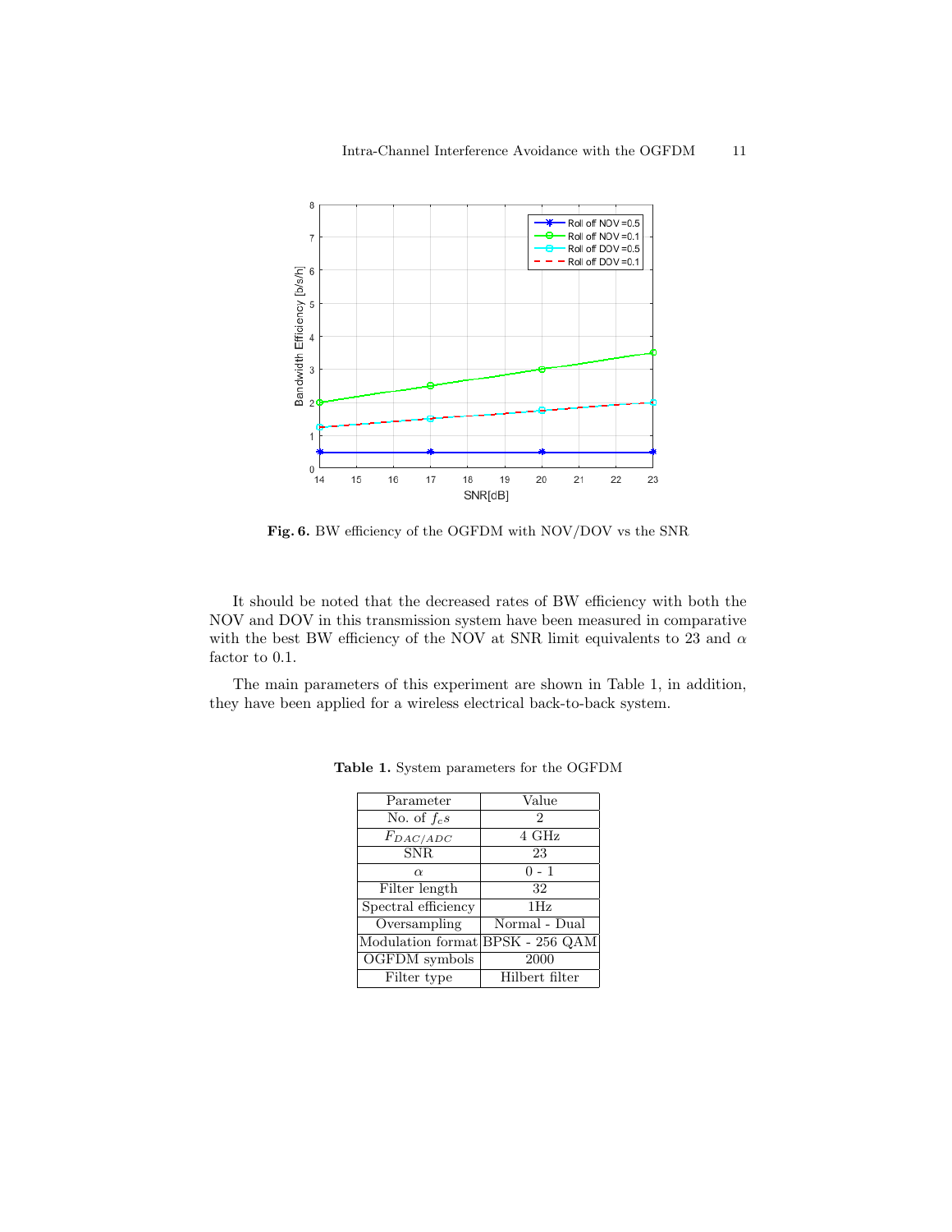Fig. 6. BW efficiency of the OGFDM with NOV/DOV vs the SNR

It should be noted that the decreased rates of BW efficiency with both the NOV and DOV in this transmission system have been measured in comparative with the best BW efficiency of the NOV at SNR limit equivalents to 23 and $\alpha$ factor to 0.1.

The main parameters of this experiment are shown in Table 1, in addition, they have been applied for a wireless electrical back-to-back system.

**Table 1.** System parameters for the OGFDM

| Parameter | Value |
| --- | --- |
| No. of $f_c s$ | 2 |
| $F_{DAC/ADC}$ | 4 GHz |
| SNR | 23 |
| $\alpha$ | 0 - 1 |
| Filter length | 32 |
| Spectral efficiency | 1Hz |
| Oversampling | Normal - Dual |
| Modulation format | BPSK - 256 QAM |
| OGFDM symbols | 2000 |
| Filter type | Hilbert filter |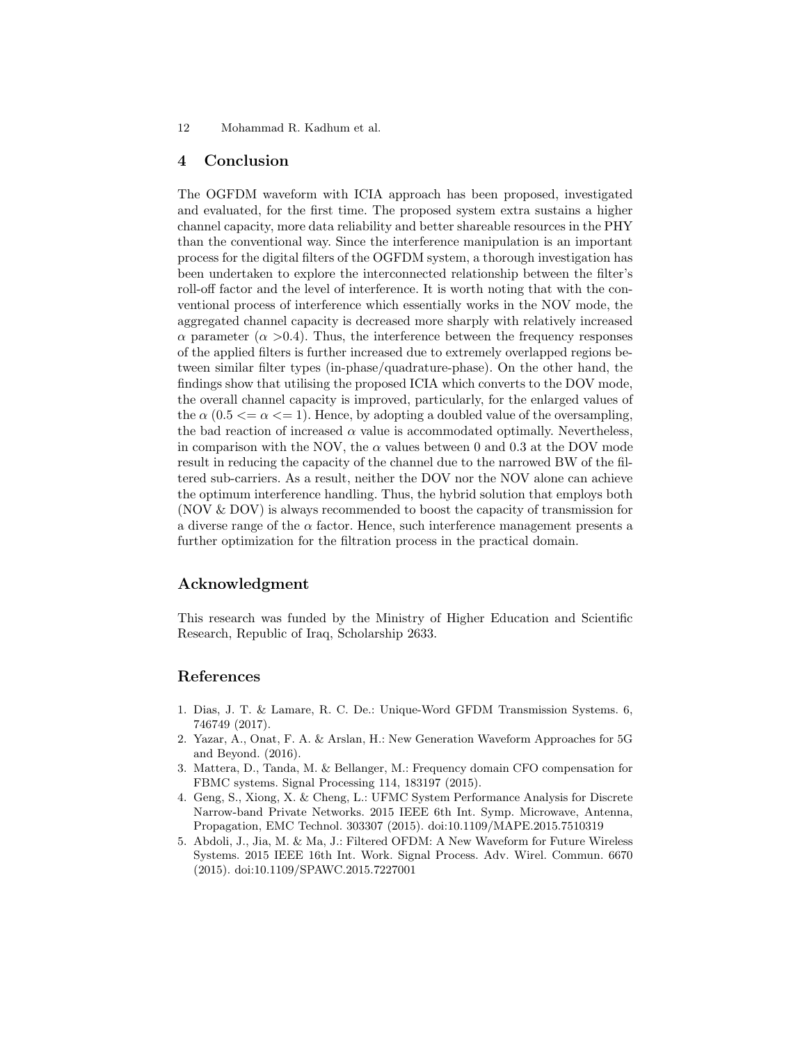## 4 Conclusion

The OGFDM waveform with ICIA approach has been proposed, investigated and evaluated, for the first time. The proposed system extra sustains a higher channel capacity, more data reliability and better shareable resources in the PHY than the conventional way. Since the interference manipulation is an important process for the digital filters of the OGFDM system, a thorough investigation has been undertaken to explore the interconnected relationship between the filter's roll-off factor and the level of interference. It is worth noting that with the conventional process of interference which essentially works in the NOV mode, the aggregated channel capacity is decreased more sharply with relatively increased $\alpha$ parameter ($\alpha > 0.4$). Thus, the interference between the frequency responses of the applied filters is further increased due to extremely overlapped regions between similar filter types (in-phase/quadrature-phase). On the other hand, the findings show that utilising the proposed ICIA which converts to the DOV mode, the overall channel capacity is improved, particularly, for the enlarged values of the $\alpha$ ($0.5 <= \alpha <= 1$). Hence, by adopting a doubled value of the oversampling, the bad reaction of increased $\alpha$ value is accommodated optimally. Nevertheless, in comparison with the NOV, the $\alpha$ values between 0 and 0.3 at the DOV mode result in reducing the capacity of the channel due to the narrowed BW of the filtered sub-carriers. As a result, neither the DOV nor the NOV alone can achieve the optimum interference handling. Thus, the hybrid solution that employs both (NOV & DOV) is always recommended to boost the capacity of transmission for a diverse range of the $\alpha$ factor. Hence, such interference management presents a further optimization for the filtration process in the practical domain.

## Acknowledgment

This research was funded by the Ministry of Higher Education and Scientific Research, Republic of Iraq, Scholarship 2633.

## References

1. Dias, J. T. & Lamare, R. C. De.: Unique-Word GFDM Transmission Systems. 6, 746749 (2017).
2. Yazar, A., Onat, F. A. & Arslan, H.: New Generation Waveform Approaches for 5G and Beyond. (2016).
3. Mattera, D., Tanda, M. & Bellanger, M.: Frequency domain CFO compensation for FBMC systems. Signal Processing 114, 183197 (2015).
4. Geng, S., Xiong, X. & Cheng, L.: UFMC System Performance Analysis for Discrete Narrow-band Private Networks. 2015 IEEE 6th Int. Symp. Microwave, Antenna, Propagation, EMC Technol. 303307 (2015). doi:10.1109/MAPE.2015.7510319
5. Abdoli, J., Jia, M. & Ma, J.: Filtered OFDM: A New Waveform for Future Wireless Systems. 2015 IEEE 16th Int. Work. Signal Process. Adv. Wirel. Commun. 6670 (2015). doi:10.1109/SPAWC.2015.7227001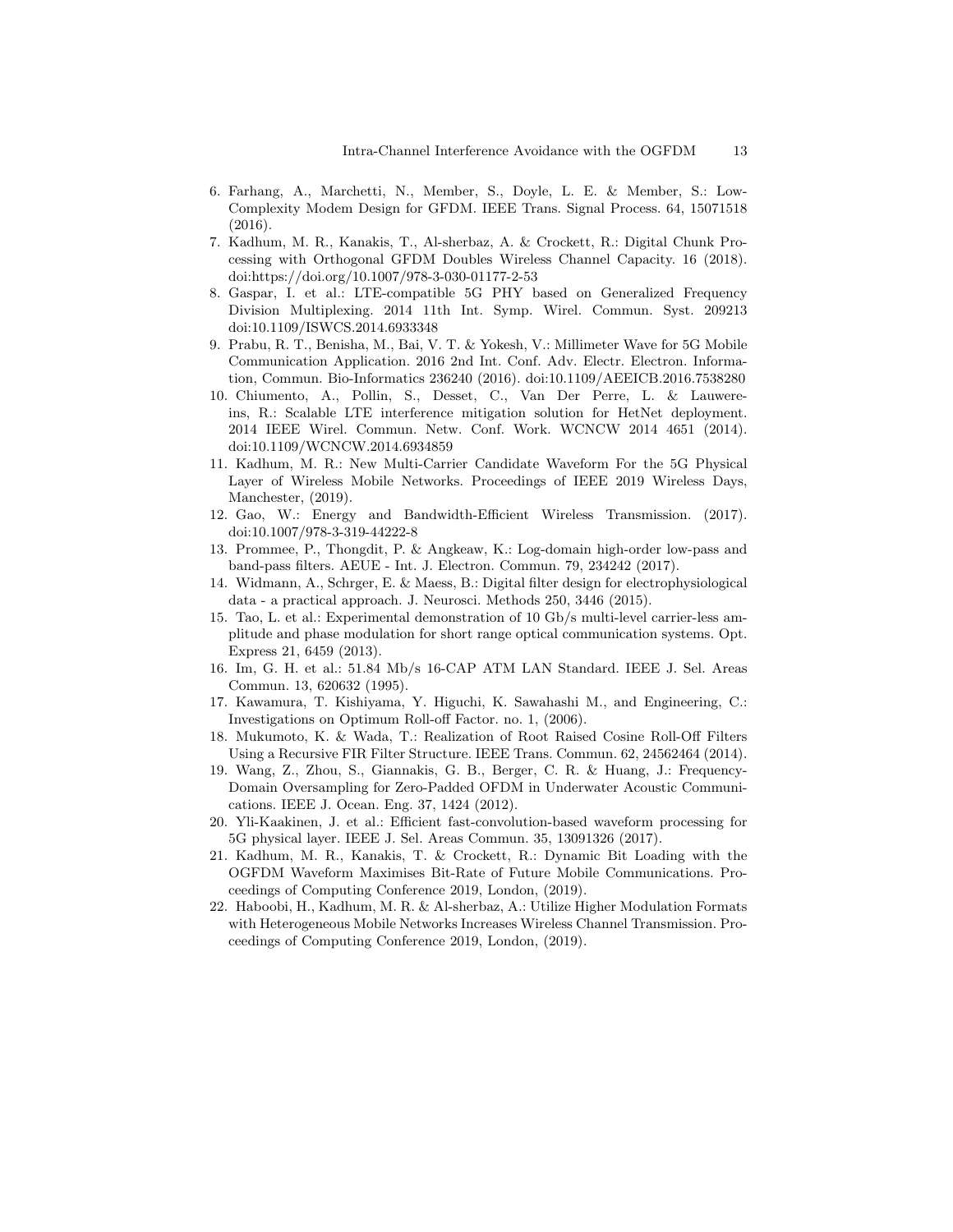6. Farhang, A., Marchetti, N., Member, S., Doyle, L. E. & Member, S.: Low-Complexity Modem Design for GFDM. IEEE Trans. Signal Process. 64, 15071518 (2016).
7. Kadhum, M. R., Kanakis, T., Al-sherbaz, A. & Crockett, R.: Digital Chunk Processing with Orthogonal GFDM Doubles Wireless Channel Capacity. 16 (2018). doi:https://doi.org/10.1007/978-3-030-01177-2-53
8. Gaspar, I. et al.: LTE-compatible 5G PHY based on Generalized Frequency Division Multiplexing. 2014 11th Int. Symp. Wirel. Commun. Syst. 209213 doi:10.1109/ISWCS.2014.6933348
9. Prabu, R. T., Benisha, M., Bai, V. T. & Yokesh, V.: Millimeter Wave for 5G Mobile Communication Application. 2016 2nd Int. Conf. Adv. Electr. Electron. Information, Commun. Bio-Informatics 236240 (2016). doi:10.1109/AEEICB.2016.7538280
10. Chiumento, A., Pollin, S., Desset, C., Van Der Perre, L. & Lauwereins, R.: Scalable LTE interference mitigation solution for HetNet deployment. 2014 IEEE Wirel. Commun. Netw. Conf. Work. WCNCW 2014 4651 (2014). doi:10.1109/WCNCW.2014.6934859
11. Kadhum, M. R.: New Multi-Carrier Candidate Waveform For the 5G Physical Layer of Wireless Mobile Networks. Proceedings of IEEE 2019 Wireless Days, Manchester, (2019).
12. Gao, W.: Energy and Bandwidth-Efficient Wireless Transmission. (2017). doi:10.1007/978-3-319-44222-8
13. Prommee, P., Thongdit, P. & Angkeaw, K.: Log-domain high-order low-pass and band-pass filters. AEUE - Int. J. Electron. Commun. 79, 234242 (2017).
14. Widmann, A., Schrger, E. & Maess, B.: Digital filter design for electrophysiological data - a practical approach. J. Neurosci. Methods 250, 3446 (2015).
15. Tao, L. et al.: Experimental demonstration of 10 Gb/s multi-level carrier-less amplitude and phase modulation for short range optical communication systems. Opt. Express 21, 6459 (2013).
16. Im, G. H. et al.: 51.84 Mb/s 16-CAP ATM LAN Standard. IEEE J. Sel. Areas Commun. 13, 620632 (1995).
17. Kawamura, T. Kishiyama, Y. Higuchi, K. Sawahashi M., and Engineering, C.: Investigations on Optimum Roll-off Factor. no. 1, (2006).
18. Mukumoto, K. & Wada, T.: Realization of Root Raised Cosine Roll-Off Filters Using a Recursive FIR Filter Structure. IEEE Trans. Commun. 62, 24562464 (2014).
19. Wang, Z., Zhou, S., Giannakis, G. B., Berger, C. R. & Huang, J.: Frequency-Domain Oversampling for Zero-Padded OFDM in Underwater Acoustic Communications. IEEE J. Ocean. Eng. 37, 1424 (2012).
20. Yli-Kaakinen, J. et al.: Efficient fast-convolution-based waveform processing for 5G physical layer. IEEE J. Sel. Areas Commun. 35, 13091326 (2017).
21. Kadhum, M. R., Kanakis, T. & Crockett, R.: Dynamic Bit Loading with the OGFDM Waveform Maximises Bit-Rate of Future Mobile Communications. Proceedings of Computing Conference 2019, London, (2019).
22. Haboobi, H., Kadhum, M. R. & Al-sherbaz, A.: Utilize Higher Modulation Formats with Heterogeneous Mobile Networks Increases Wireless Channel Transmission. Proceedings of Computing Conference 2019, London, (2019).